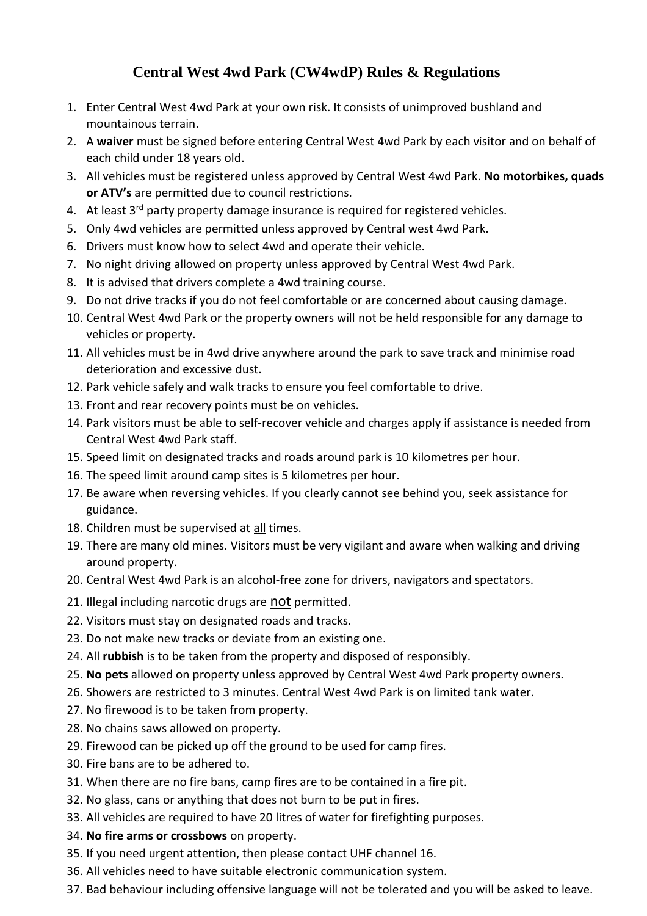# Central West 4wd Park (CW4wdP) Rules & Regulations

1. Enter Central West 4wd Park at your own risk. It consists of unimproved bushland and mountainous terrain.
2. A **waiver** must be signed before entering Central West 4wd Park by each visitor and on behalf of each child under 18 years old.
3. All vehicles must be registered unless approved by Central West 4wd Park. **No motorbikes, quads or ATV's** are permitted due to council restrictions.
4. At least 3rd party property damage insurance is required for registered vehicles.
5. Only 4wd vehicles are permitted unless approved by Central west 4wd Park.
6. Drivers must know how to select 4wd and operate their vehicle.
7. No night driving allowed on property unless approved by Central West 4wd Park.
8. It is advised that drivers complete a 4wd training course.
9. Do not drive tracks if you do not feel comfortable or are concerned about causing damage.
10. Central West 4wd Park or the property owners will not be held responsible for any damage to vehicles or property.
11. All vehicles must be in 4wd drive anywhere around the park to save track and minimise road deterioration and excessive dust.
12. Park vehicle safely and walk tracks to ensure you feel comfortable to drive.
13. Front and rear recovery points must be on vehicles.
14. Park visitors must be able to self-recover vehicle and charges apply if assistance is needed from Central West 4wd Park staff.
15. Speed limit on designated tracks and roads around park is 10 kilometres per hour.
16. The speed limit around camp sites is 5 kilometres per hour.
17. Be aware when reversing vehicles. If you clearly cannot see behind you, seek assistance for guidance.
18. Children must be supervised at <u>all</u> times.
19. There are many old mines. Visitors must be very vigilant and aware when walking and driving around property.
20. Central West 4wd Park is an alcohol-free zone for drivers, navigators and spectators.
21. Illegal including narcotic drugs are <u>not</u> permitted.
22. Visitors must stay on designated roads and tracks.
23. Do not make new tracks or deviate from an existing one.
24. All **rubbish** is to be taken from the property and disposed of responsibly.
25. **No pets** allowed on property unless approved by Central West 4wd Park property owners.
26. Showers are restricted to 3 minutes. Central West 4wd Park is on limited tank water.
27. No firewood is to be taken from property.
28. No chains saws allowed on property.
29. Firewood can be picked up off the ground to be used for camp fires.
30. Fire bans are to be adhered to.
31. When there are no fire bans, camp fires are to be contained in a fire pit.
32. No glass, cans or anything that does not burn to be put in fires.
33. All vehicles are required to have 20 litres of water for firefighting purposes.
34. **No fire arms or crossbows** on property.
35. If you need urgent attention, then please contact UHF channel 16.
36. All vehicles need to have suitable electronic communication system.
37. Bad behaviour including offensive language will not be tolerated and you will be asked to leave.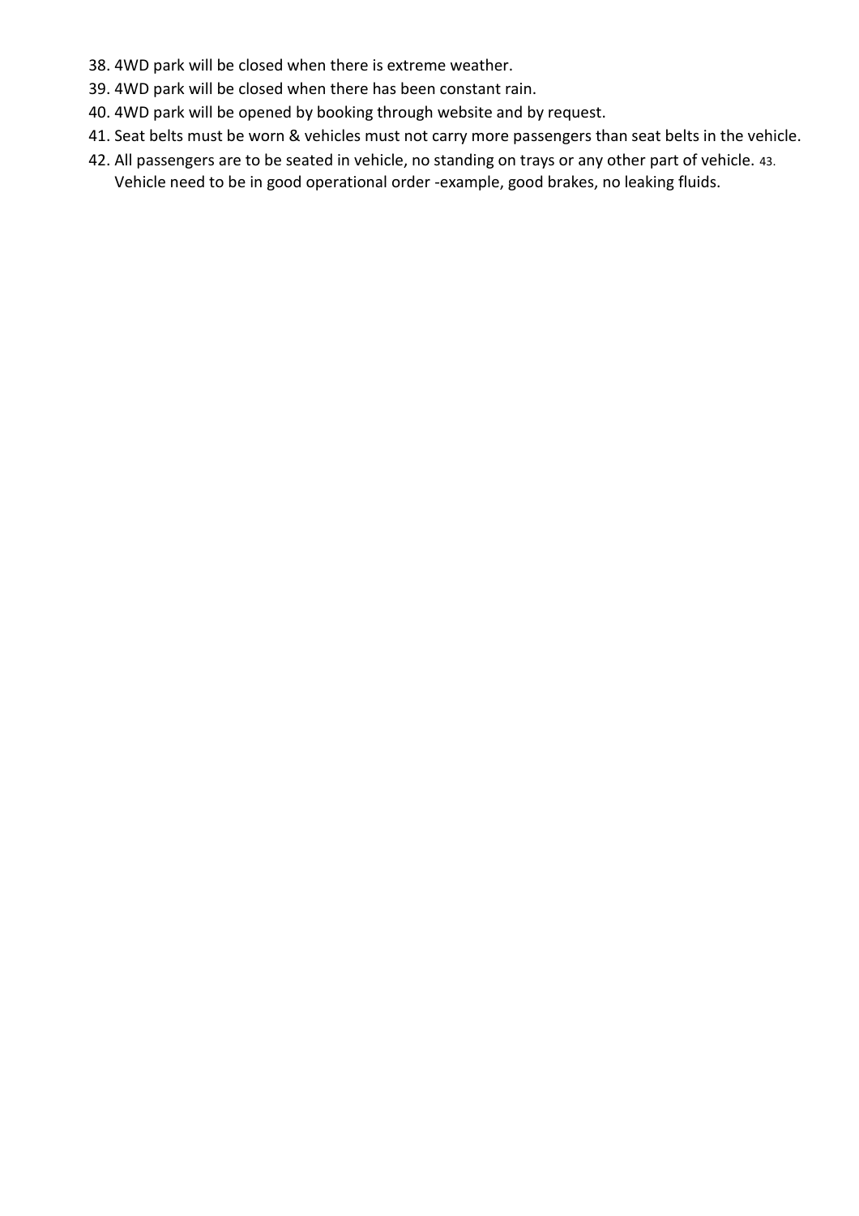38. 4WD park will be closed when there is extreme weather.
39. 4WD park will be closed when there has been constant rain.
40. 4WD park will be opened by booking through website and by request.
41. Seat belts must be worn & vehicles must not carry more passengers than seat belts in the vehicle.
42. All passengers are to be seated in vehicle, no standing on trays or any other part of vehicle.
43. Vehicle need to be in good operational order -example, good brakes, no leaking fluids.